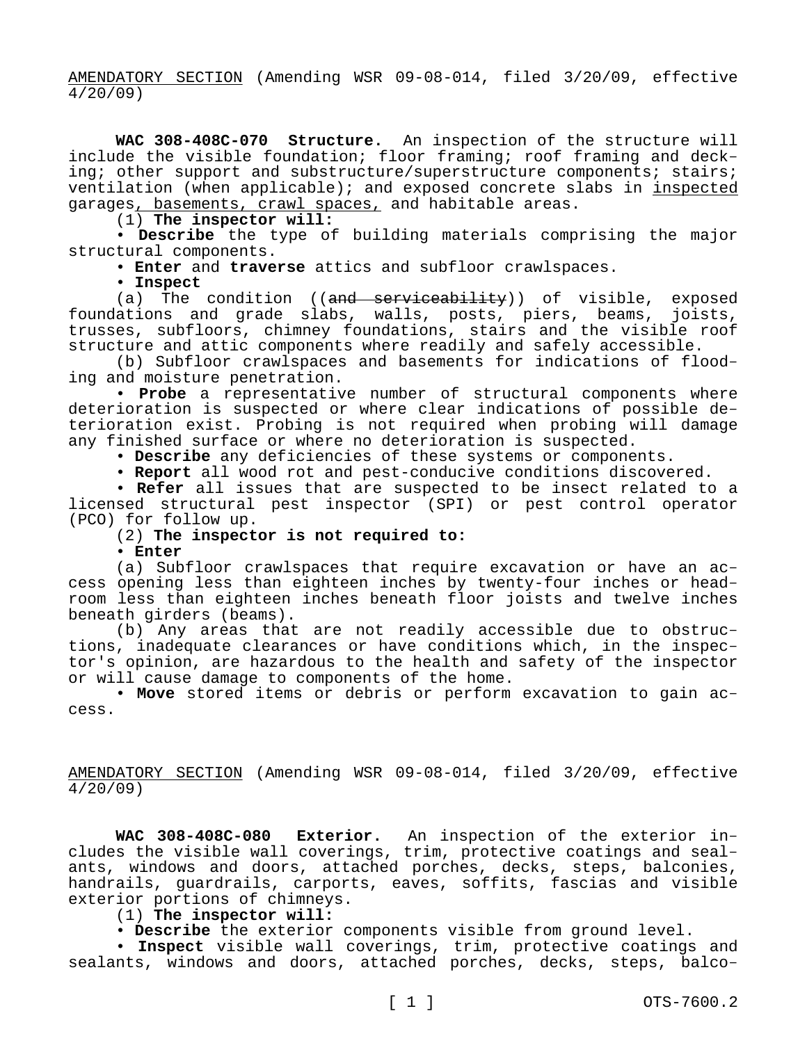AMENDATORY SECTION (Amending WSR 09-08-014, filed 3/20/09, effective 4/20/09)

**WAC 308-408C-070 Structure.** An inspection of the structure will include the visible foundation; floor framing; roof framing and decking; other support and substructure/superstructure components; stairs; ventilation (when applicable); and exposed concrete slabs in inspected garages, basements, crawl spaces, and habitable areas.

(1) **The inspector will:**

• **Describe** the type of building materials comprising the major structural components.

• **Enter** and **traverse** attics and subfloor crawlspaces.

• **Inspect**

(a) The condition ((~~and serviceability~~)) of visible, exposed foundations and grade slabs, walls, posts, piers, beams, joists, trusses, subfloors, chimney foundations, stairs and the visible roof structure and attic components where readily and safely accessible.

(b) Subfloor crawlspaces and basements for indications of flooding and moisture penetration.

• **Probe** a representative number of structural components where deterioration is suspected or where clear indications of possible deterioration exist. Probing is not required when probing will damage any finished surface or where no deterioration is suspected.

• **Describe** any deficiencies of these systems or components.

• **Report** all wood rot and pest-conducive conditions discovered.

• **Refer** all issues that are suspected to be insect related to a licensed structural pest inspector (SPI) or pest control operator (PCO) for follow up.

(2) **The inspector is not required to:**

• **Enter**

(a) Subfloor crawlspaces that require excavation or have an access opening less than eighteen inches by twenty-four inches or headroom less than eighteen inches beneath floor joists and twelve inches beneath girders (beams).

(b) Any areas that are not readily accessible due to obstructions, inadequate clearances or have conditions which, in the inspector's opinion, are hazardous to the health and safety of the inspector or will cause damage to components of the home.

• **Move** stored items or debris or perform excavation to gain access.

AMENDATORY SECTION (Amending WSR 09-08-014, filed 3/20/09, effective 4/20/09)

**WAC 308-408C-080 Exterior.** An inspection of the exterior includes the visible wall coverings, trim, protective coatings and sealants, windows and doors, attached porches, decks, steps, balconies, handrails, guardrails, carports, eaves, soffits, fascias and visible exterior portions of chimneys.

(1) **The inspector will:**

• **Describe** the exterior components visible from ground level.

• **Inspect** visible wall coverings, trim, protective coatings and sealants, windows and doors, attached porches, decks, steps, balco-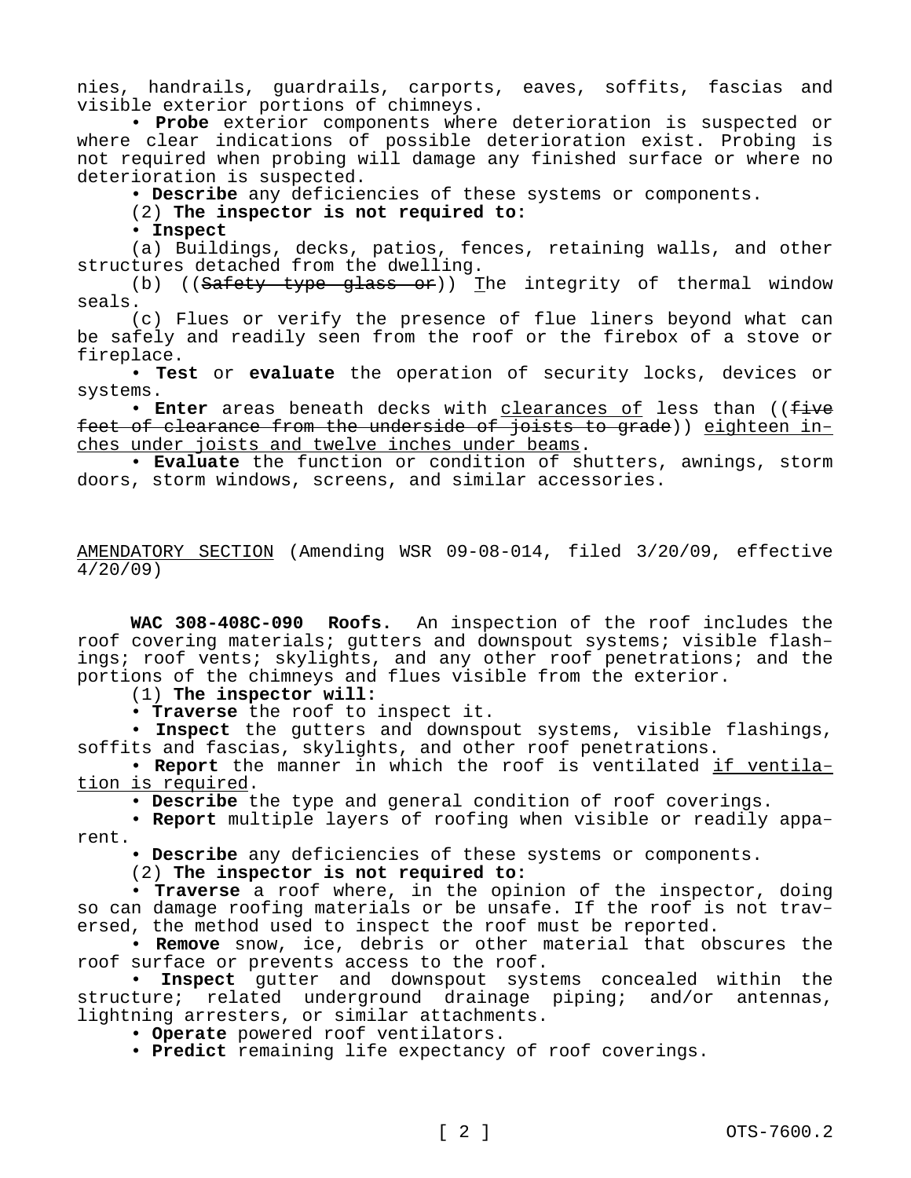nies, handrails, guardrails, carports, eaves, soffits, fascias and visible exterior portions of chimneys.

• **Probe** exterior components where deterioration is suspected or where clear indications of possible deterioration exist. Probing is not required when probing will damage any finished surface or where no deterioration is suspected.

• **Describe** any deficiencies of these systems or components.

(2) **The inspector is not required to:**

• **Inspect**

(a) Buildings, decks, patios, fences, retaining walls, and other structures detached from the dwelling.

(b) ((~~Safety type glass or~~)) <u>T</u>he integrity of thermal window seals.

(c) Flues or verify the presence of flue liners beyond what can be safely and readily seen from the roof or the firebox of a stove or fireplace.

• **Test** or **evaluate** the operation of security locks, devices or systems.

• **Enter** areas beneath decks with <u>clearances of</u> less than ((~~five feet of clearance from the underside of joists to grade~~)) <u>eighteen inches under joists and twelve inches under beams</u>.

• **Evaluate** the function or condition of shutters, awnings, storm doors, storm windows, screens, and similar accessories.

<u>AMENDATORY SECTION</u> (Amending WSR 09-08-014, filed 3/20/09, effective 4/20/09)

**WAC 308-408C-090 Roofs.** An inspection of the roof includes the roof covering materials; gutters and downspout systems; visible flashings; roof vents; skylights, and any other roof penetrations; and the portions of the chimneys and flues visible from the exterior.

(1) **The inspector will:**

• **Traverse** the roof to inspect it.

• **Inspect** the gutters and downspout systems, visible flashings, soffits and fascias, skylights, and other roof penetrations.

• **Report** the manner in which the roof is ventilated <u>if ventilation is required</u>.

• **Describe** the type and general condition of roof coverings.

• **Report** multiple layers of roofing when visible or readily apparent.

• **Describe** any deficiencies of these systems or components.

(2) **The inspector is not required to:**

• **Traverse** a roof where, in the opinion of the inspector, doing so can damage roofing materials or be unsafe. If the roof is not traversed, the method used to inspect the roof must be reported.

• **Remove** snow, ice, debris or other material that obscures the roof surface or prevents access to the roof.

• **Inspect** gutter and downspout systems concealed within the structure; related underground drainage piping; and/or antennas, lightning arresters, or similar attachments.

• **Operate** powered roof ventilators.

• **Predict** remaining life expectancy of roof coverings.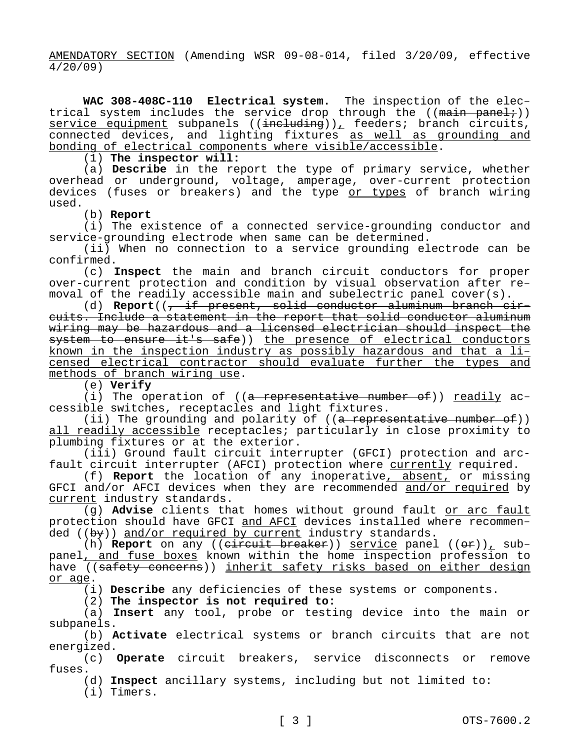AMENDATORY SECTION (Amending WSR 09-08-014, filed 3/20/09, effective 4/20/09)

**WAC 308-408C-110 Electrical system.** The inspection of the electrical system includes the service drop through the ((~~main panel;~~)) service equipment subpanels ((~~including~~)), feeders; branch circuits, connected devices, and lighting fixtures as well as grounding and bonding of electrical components where visible/accessible.

(1) **The inspector will:**

(a) **Describe** in the report the type of primary service, whether overhead or underground, voltage, amperage, over-current protection devices (fuses or breakers) and the type or types of branch wiring used.

(b) **Report**

(i) The existence of a connected service-grounding conductor and service-grounding electrode when same can be determined.

(ii) When no connection to a service grounding electrode can be confirmed.

(c) **Inspect** the main and branch circuit conductors for proper over-current protection and condition by visual observation after removal of the readily accessible main and subelectric panel cover(s).

(d) **Report**((~~, if present, solid conductor aluminum branch circuits. Include a statement in the report that solid conductor aluminum wiring may be hazardous and a licensed electrician should inspect the system to ensure it's safe~~)) the presence of electrical conductors known in the inspection industry as possibly hazardous and that a licensed electrical contractor should evaluate further the types and methods of branch wiring use.

(e) **Verify**

(i) The operation of ((~~a representative number of~~)) readily accessible switches, receptacles and light fixtures.

(ii) The grounding and polarity of ((~~a representative number of~~)) all readily accessible receptacles; particularly in close proximity to plumbing fixtures or at the exterior.

(iii) Ground fault circuit interrupter (GFCI) protection and arc-fault circuit interrupter (AFCI) protection where currently required.

(f) **Report** the location of any inoperative, absent, or missing GFCI and/or AFCI devices when they are recommended and/or required by current industry standards.

(g) **Advise** clients that homes without ground fault or arc fault protection should have GFCI and AFCI devices installed where recommended ((~~by~~)) and/or required by current industry standards.

(h) **Report** on any ((~~circuit breaker~~)) service panel ((~~or~~)), subpanel, and fuse boxes known within the home inspection profession to have ((~~safety concerns~~)) inherit safety risks based on either design or age.

(i) **Describe** any deficiencies of these systems or components.

(2) **The inspector is not required to:**

(a) **Insert** any tool, probe or testing device into the main or subpanels.

(b) **Activate** electrical systems or branch circuits that are not energized.

(c) **Operate** circuit breakers, service disconnects or remove fuses.

(d) **Inspect** ancillary systems, including but not limited to:

(i) Timers.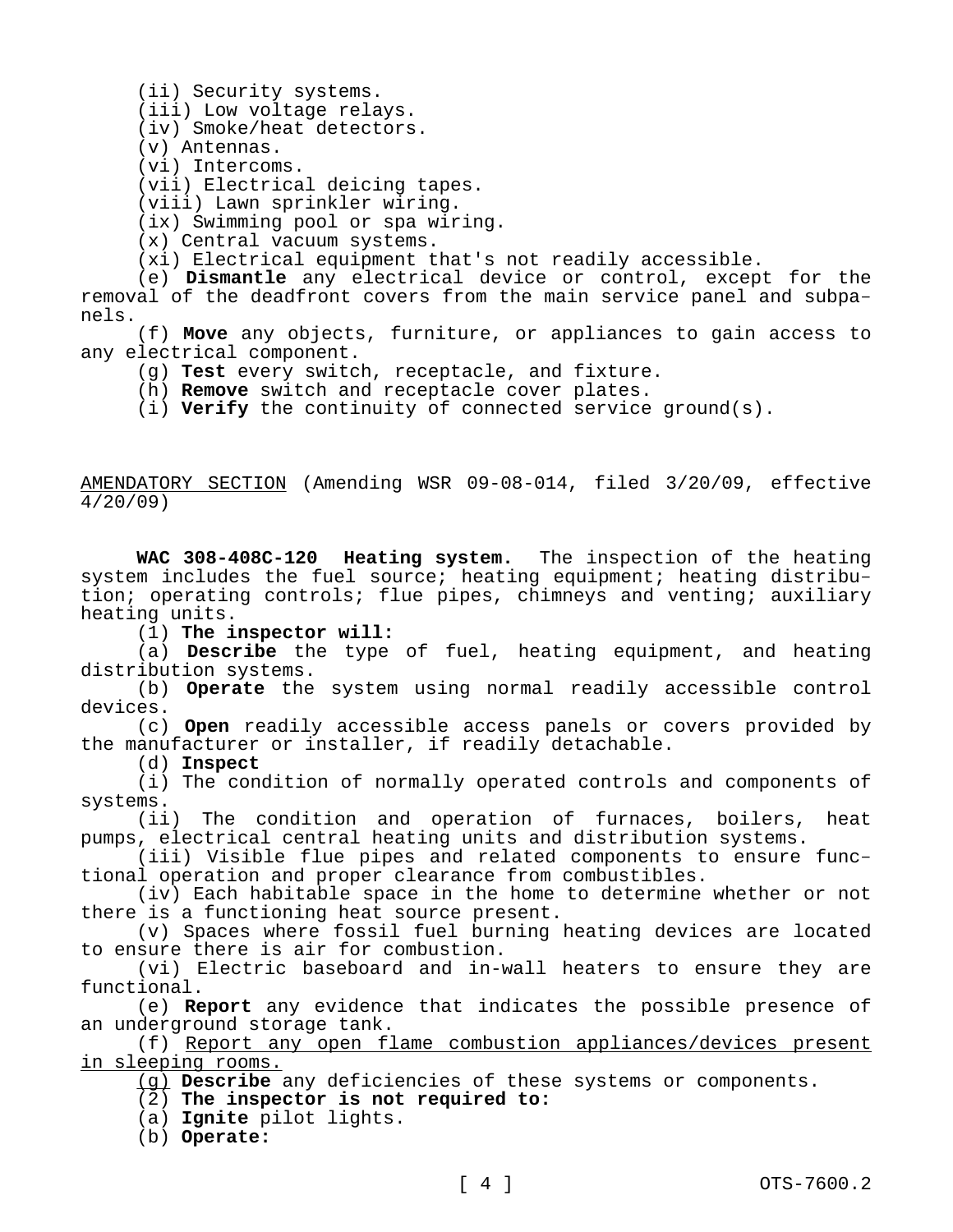(ii) Security systems.

(iii) Low voltage relays.

(iv) Smoke/heat detectors.

(v) Antennas.

(vi) Intercoms.

(vii) Electrical deicing tapes.

(viii) Lawn sprinkler wiring.

(ix) Swimming pool or spa wiring.

(x) Central vacuum systems.

(xi) Electrical equipment that's not readily accessible.

(e) **Dismantle** any electrical device or control, except for the removal of the deadfront covers from the main service panel and subpanels.

(f) **Move** any objects, furniture, or appliances to gain access to any electrical component.

(g) **Test** every switch, receptacle, and fixture.

(h) **Remove** switch and receptacle cover plates.

(i) **Verify** the continuity of connected service ground(s).

<u>AMENDATORY SECTION</u> (Amending WSR 09-08-014, filed 3/20/09, effective 4/20/09)

**WAC 308-408C-120 Heating system.** The inspection of the heating system includes the fuel source; heating equipment; heating distribution; operating controls; flue pipes, chimneys and venting; auxiliary heating units.

(1) **The inspector will:**

(a) **Describe** the type of fuel, heating equipment, and heating distribution systems.

(b) **Operate** the system using normal readily accessible control devices.

(c) **Open** readily accessible access panels or covers provided by the manufacturer or installer, if readily detachable.

(d) **Inspect**

(i) The condition of normally operated controls and components of systems.

(ii) The condition and operation of furnaces, boilers, heat pumps, electrical central heating units and distribution systems.

(iii) Visible flue pipes and related components to ensure functional operation and proper clearance from combustibles.

(iv) Each habitable space in the home to determine whether or not there is a functioning heat source present.

(v) Spaces where fossil fuel burning heating devices are located to ensure there is air for combustion.

(vi) Electric baseboard and in-wall heaters to ensure they are functional.

(e) **Report** any evidence that indicates the possible presence of an underground storage tank.

(f) <u>Report any open flame combustion appliances/devices present in sleeping rooms.</u>

<u>(g)</u> **Describe** any deficiencies of these systems or components.

(2) **The inspector is not required to:**

(a) **Ignite** pilot lights.

(b) **Operate:**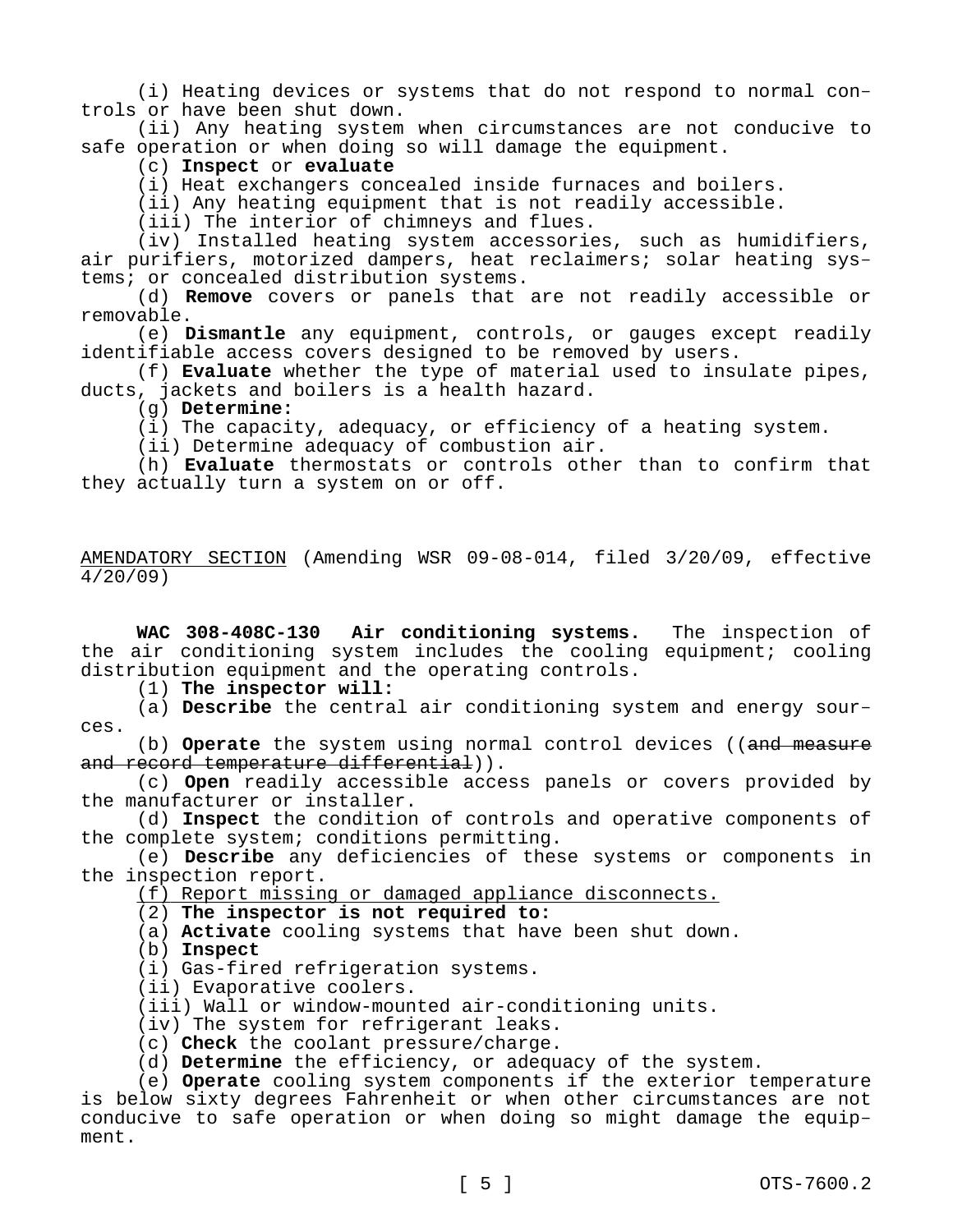(i) Heating devices or systems that do not respond to normal controls or have been shut down.

(ii) Any heating system when circumstances are not conducive to safe operation or when doing so will damage the equipment.

(c) **Inspect** or **evaluate**

(i) Heat exchangers concealed inside furnaces and boilers.

(ii) Any heating equipment that is not readily accessible.

(iii) The interior of chimneys and flues.

(iv) Installed heating system accessories, such as humidifiers, air purifiers, motorized dampers, heat reclaimers; solar heating systems; or concealed distribution systems.

(d) **Remove** covers or panels that are not readily accessible or removable.

(e) **Dismantle** any equipment, controls, or gauges except readily identifiable access covers designed to be removed by users.

(f) **Evaluate** whether the type of material used to insulate pipes, ducts, jackets and boilers is a health hazard.

(g) **Determine:**

(i) The capacity, adequacy, or efficiency of a heating system.

(ii) Determine adequacy of combustion air.

(h) **Evaluate** thermostats or controls other than to confirm that they actually turn a system on or off.

AMENDATORY SECTION (Amending WSR 09-08-014, filed 3/20/09, effective 4/20/09)

**WAC 308-408C-130 Air conditioning systems.** The inspection of the air conditioning system includes the cooling equipment; cooling distribution equipment and the operating controls.

(1) **The inspector will:**

(a) **Describe** the central air conditioning system and energy sources.

(b) **Operate** the system using normal control devices ((~~and measure and record temperature differential~~)).

(c) **Open** readily accessible access panels or covers provided by the manufacturer or installer.

(d) **Inspect** the condition of controls and operative components of the complete system; conditions permitting.

(e) **Describe** any deficiencies of these systems or components in the inspection report.

<u>(f) Report missing or damaged appliance disconnects.</u>

(2) **The inspector is not required to:**

(a) **Activate** cooling systems that have been shut down.

(b) **Inspect**

(i) Gas-fired refrigeration systems.

(ii) Evaporative coolers.

(iii) Wall or window-mounted air-conditioning units.

(iv) The system for refrigerant leaks.

(c) **Check** the coolant pressure/charge.

(d) **Determine** the efficiency, or adequacy of the system.

(e) **Operate** cooling system components if the exterior temperature is below sixty degrees Fahrenheit or when other circumstances are not conducive to safe operation or when doing so might damage the equipment.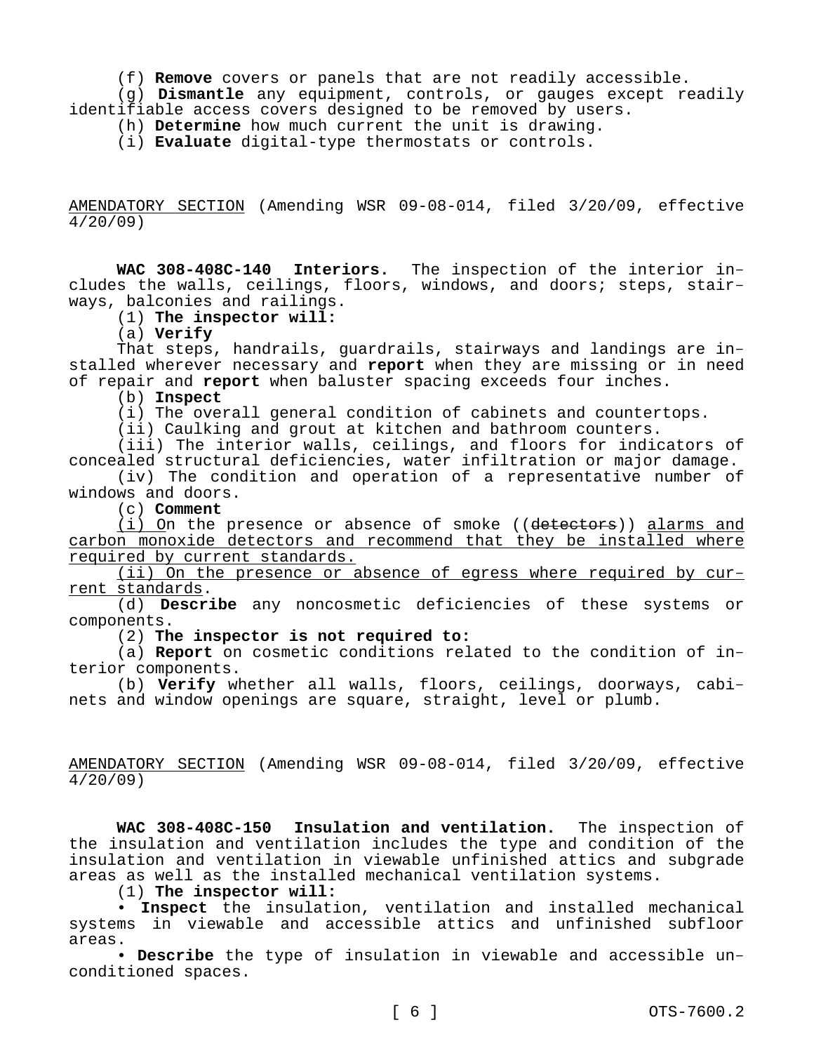(f) **Remove** covers or panels that are not readily accessible.

(g) **Dismantle** any equipment, controls, or gauges except readily identifiable access covers designed to be removed by users.

(h) **Determine** how much current the unit is drawing.

(i) **Evaluate** digital-type thermostats or controls.

AMENDATORY SECTION (Amending WSR 09-08-014, filed 3/20/09, effective 4/20/09)

**WAC 308-408C-140 Interiors.** The inspection of the interior includes the walls, ceilings, floors, windows, and doors; steps, stairways, balconies and railings.

(1) **The inspector will:**

(a) **Verify**

That steps, handrails, guardrails, stairways and landings are installed wherever necessary and **report** when they are missing or in need of repair and **report** when baluster spacing exceeds four inches.

(b) **Inspect**

(i) The overall general condition of cabinets and countertops.

(ii) Caulking and grout at kitchen and bathroom counters.

(iii) The interior walls, ceilings, and floors for indicators of concealed structural deficiencies, water infiltration or major damage.

(iv) The condition and operation of a representative number of windows and doors.

(c) **Comment**

(i) On the presence or absence of smoke ((~~detectors~~)) alarms and carbon monoxide detectors and recommend that they be installed where required by current standards.

(ii) On the presence or absence of egress where required by current standards.

(d) **Describe** any noncosmetic deficiencies of these systems or components.

(2) **The inspector is not required to:**

(a) **Report** on cosmetic conditions related to the condition of interior components.

(b) **Verify** whether all walls, floors, ceilings, doorways, cabinets and window openings are square, straight, level or plumb.

AMENDATORY SECTION (Amending WSR 09-08-014, filed 3/20/09, effective 4/20/09)

**WAC 308-408C-150 Insulation and ventilation.** The inspection of the insulation and ventilation includes the type and condition of the insulation and ventilation in viewable unfinished attics and subgrade areas as well as the installed mechanical ventilation systems.

(1) **The inspector will:**

• **Inspect** the insulation, ventilation and installed mechanical systems in viewable and accessible attics and unfinished subfloor areas.

• **Describe** the type of insulation in viewable and accessible unconditioned spaces.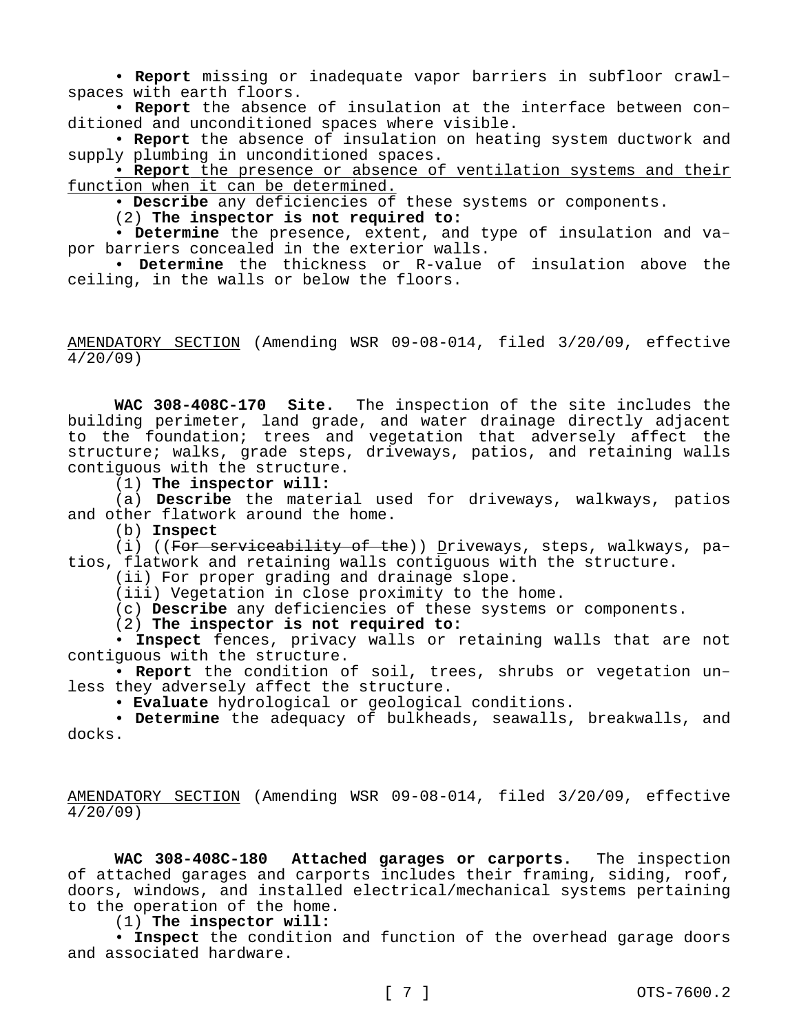• **Report** missing or inadequate vapor barriers in subfloor crawlspaces with earth floors.

• **Report** the absence of insulation at the interface between conditioned and unconditioned spaces where visible.

• **Report** the absence of insulation on heating system ductwork and supply plumbing in unconditioned spaces.

<u>• **Report** the presence or absence of ventilation systems and their function when it can be determined.</u>

• **Describe** any deficiencies of these systems or components.

(2) **The inspector is not required to:**

• **Determine** the presence, extent, and type of insulation and vapor barriers concealed in the exterior walls.

• **Determine** the thickness or R-value of insulation above the ceiling, in the walls or below the floors.

<u>AMENDATORY SECTION</u> (Amending WSR 09-08-014, filed 3/20/09, effective 4/20/09)

**WAC 308-408C-170 Site.** The inspection of the site includes the building perimeter, land grade, and water drainage directly adjacent to the foundation; trees and vegetation that adversely affect the structure; walks, grade steps, driveways, patios, and retaining walls contiguous with the structure.

(1) **The inspector will:**

(a) **Describe** the material used for driveways, walkways, patios and other flatwork around the home.

(b) **Inspect**

(i) ((~~For serviceability of the~~)) <u>D</u>riveways, steps, walkways, patios, flatwork and retaining walls contiguous with the structure.

(ii) For proper grading and drainage slope.

(iii) Vegetation in close proximity to the home.

(c) **Describe** any deficiencies of these systems or components.

(2) **The inspector is not required to:**

• **Inspect** fences, privacy walls or retaining walls that are not contiguous with the structure.

• **Report** the condition of soil, trees, shrubs or vegetation unless they adversely affect the structure.

• **Evaluate** hydrological or geological conditions.

• **Determine** the adequacy of bulkheads, seawalls, breakwalls, and docks.

<u>AMENDATORY SECTION</u> (Amending WSR 09-08-014, filed 3/20/09, effective 4/20/09)

**WAC 308-408C-180 Attached garages or carports.** The inspection of attached garages and carports includes their framing, siding, roof, doors, windows, and installed electrical/mechanical systems pertaining to the operation of the home.

(1) **The inspector will:**

• **Inspect** the condition and function of the overhead garage doors and associated hardware.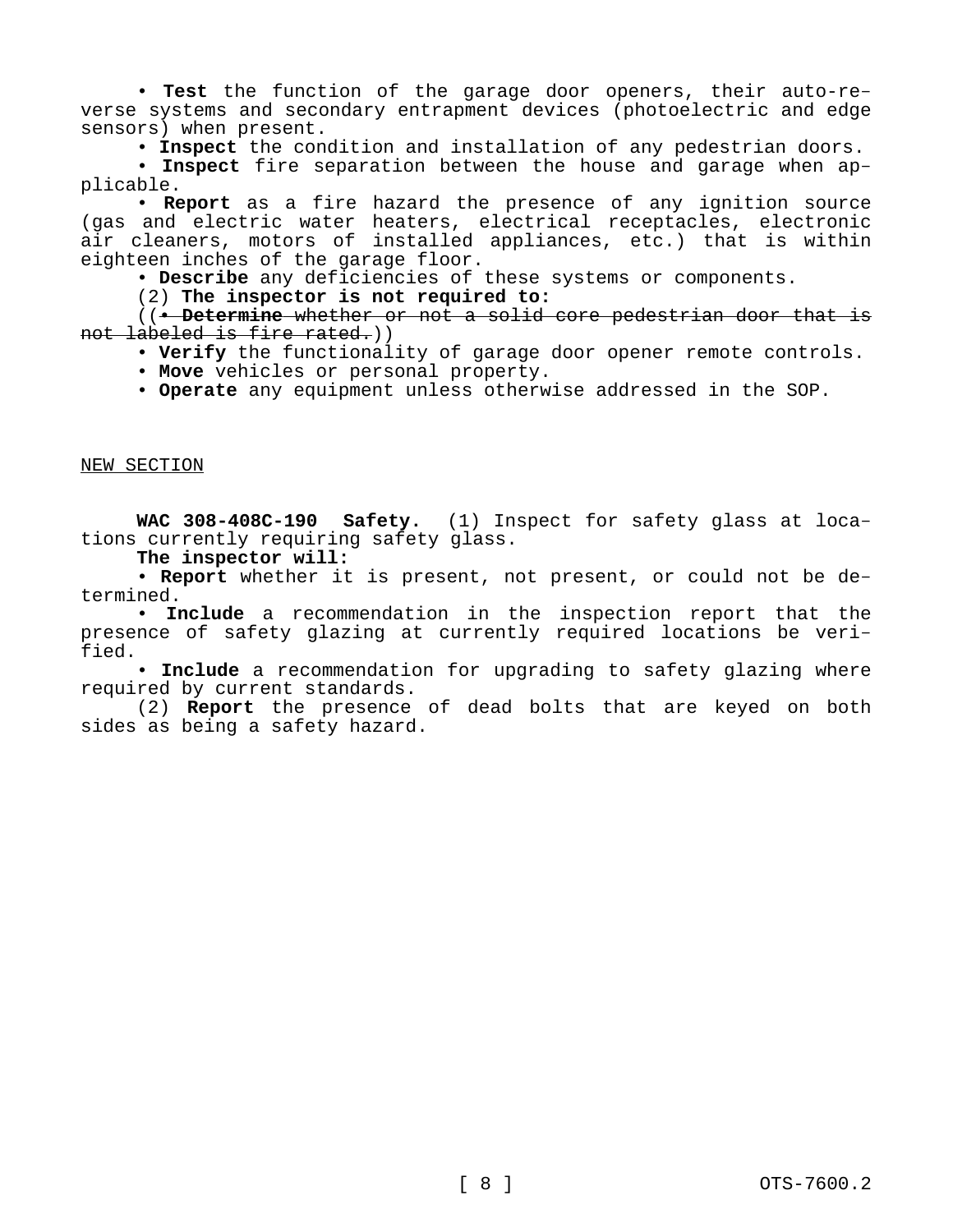• **Test** the function of the garage door openers, their auto-reverse systems and secondary entrapment devices (photoelectric and edge sensors) when present.

• **Inspect** the condition and installation of any pedestrian doors.

• **Inspect** fire separation between the house and garage when applicable.

• **Report** as a fire hazard the presence of any ignition source (gas and electric water heaters, electrical receptacles, electronic air cleaners, motors of installed appliances, etc.) that is within eighteen inches of the garage floor.

• **Describe** any deficiencies of these systems or components.

(2) **The inspector is not required to:**

((~~• **Determine** whether or not a solid core pedestrian door that is not labeled is fire rated.~~))

• **Verify** the functionality of garage door opener remote controls.

• **Move** vehicles or personal property.

• **Operate** any equipment unless otherwise addressed in the SOP.

<u>NEW SECTION</u>

**WAC 308-408C-190 Safety.** (1) Inspect for safety glass at locations currently requiring safety glass.

**The inspector will:**

• **Report** whether it is present, not present, or could not be determined.

• **Include** a recommendation in the inspection report that the presence of safety glazing at currently required locations be verified.

• **Include** a recommendation for upgrading to safety glazing where required by current standards.

(2) **Report** the presence of dead bolts that are keyed on both sides as being a safety hazard.